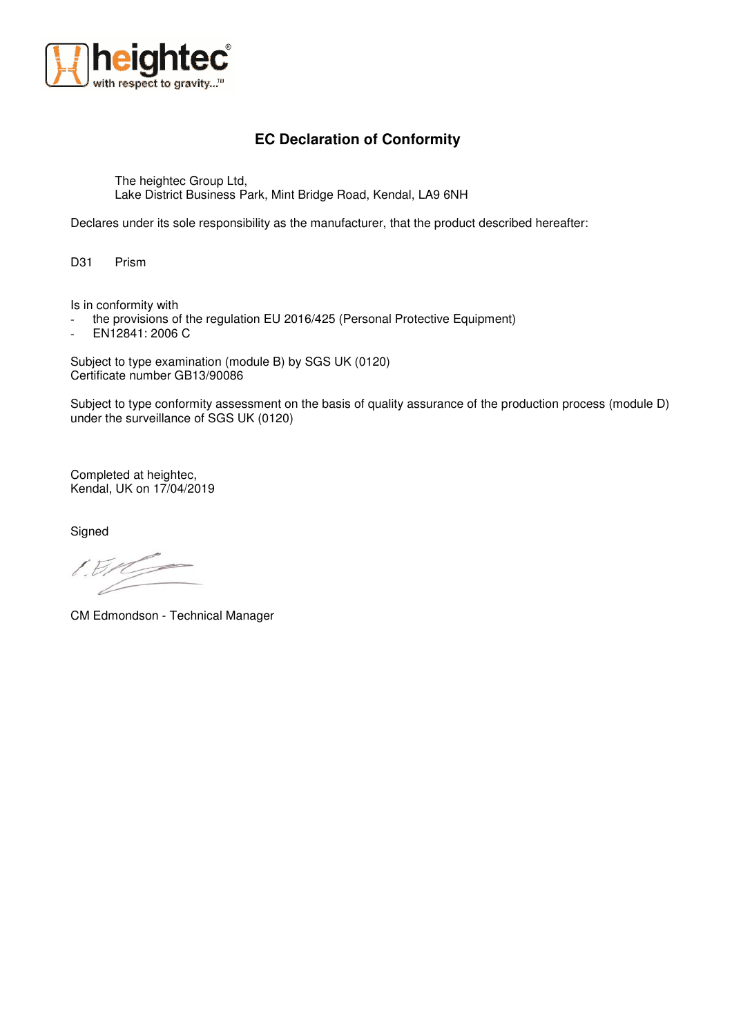heightec
with respect to gravity...™

# EC Declaration of Conformity

The heightec Group Ltd,
Lake District Business Park, Mint Bridge Road, Kendal, LA9 6NH

Declares under its sole responsibility as the manufacturer, that the product described hereafter:

D31 Prism

Is in conformity with
- the provisions of the regulation EU 2016/425 (Personal Protective Equipment)
- EN12841: 2006 C

Subject to type examination (module B) by SGS UK (0120)
Certificate number GB13/90086

Subject to type conformity assessment on the basis of quality assurance of the production process (module D) under the surveillance of SGS UK (0120)

Completed at heightec,
Kendal, UK on 17/04/2019

Signed

CM Edmondson - Technical Manager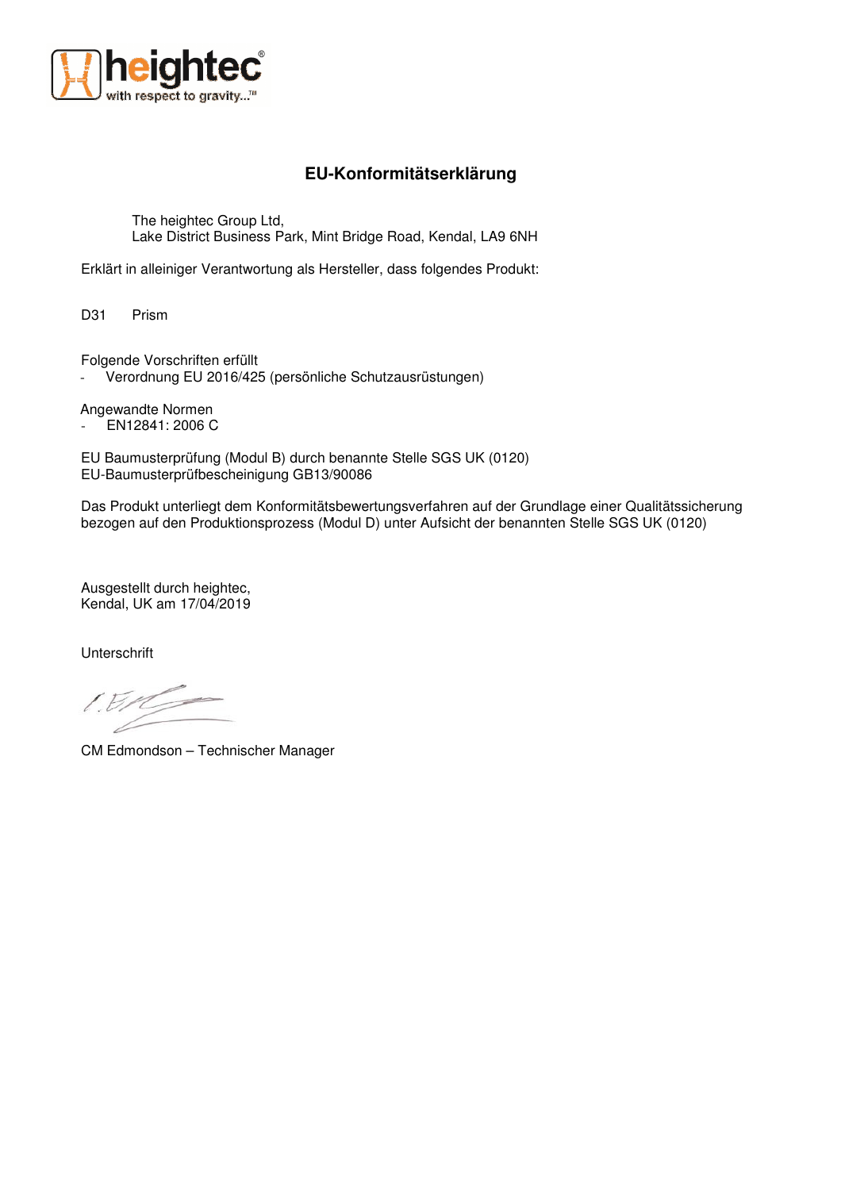# EU-Konformitätserklärung

The heightec Group Ltd,
Lake District Business Park, Mint Bridge Road, Kendal, LA9 6NH

Erklärt in alleiniger Verantwortung als Hersteller, dass folgendes Produkt:

D31 Prism

Folgende Vorschriften erfüllt

- Verordnung EU 2016/425 (persönliche Schutzausrüstungen)

Angewandte Normen

- EN12841: 2006 C

EU Baumusterprüfung (Modul B) durch benannte Stelle SGS UK (0120)
EU-Baumusterprüfbescheinigung GB13/90086

Das Produkt unterliegt dem Konformitätsbewertungsverfahren auf der Grundlage einer Qualitätssicherung bezogen auf den Produktionsprozess (Modul D) unter Aufsicht der benannten Stelle SGS UK (0120)

Ausgestellt durch heightec,
Kendal, UK am 17/04/2019

Unterschrift

CM Edmondson – Technischer Manager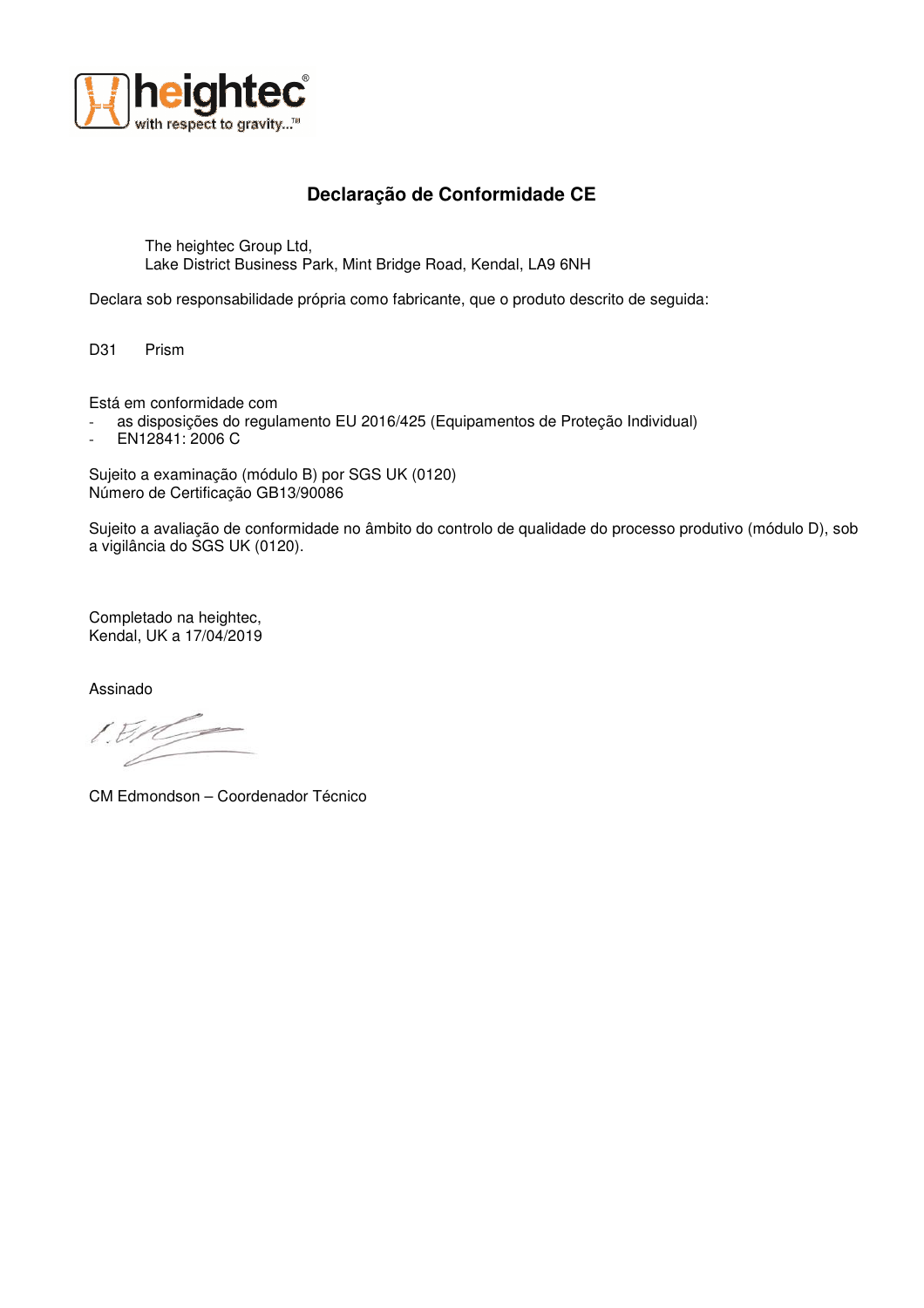# Declaração de Conformidade CE

The heightec Group Ltd,
Lake District Business Park, Mint Bridge Road, Kendal, LA9 6NH

Declara sob responsabilidade própria como fabricante, que o produto descrito de seguida:

D31 Prism

Está em conformidade com

- as disposições do regulamento EU 2016/425 (Equipamentos de Proteção Individual)
- EN12841: 2006 C

Sujeito a examinação (módulo B) por SGS UK (0120)
Número de Certificação GB13/90086

Sujeito a avaliação de conformidade no âmbito do controlo de qualidade do processo produtivo (módulo D), sob a vigilância do SGS UK (0120).

Completado na heightec,
Kendal, UK a 17/04/2019

Assinado

CM Edmondson – Coordenador Técnico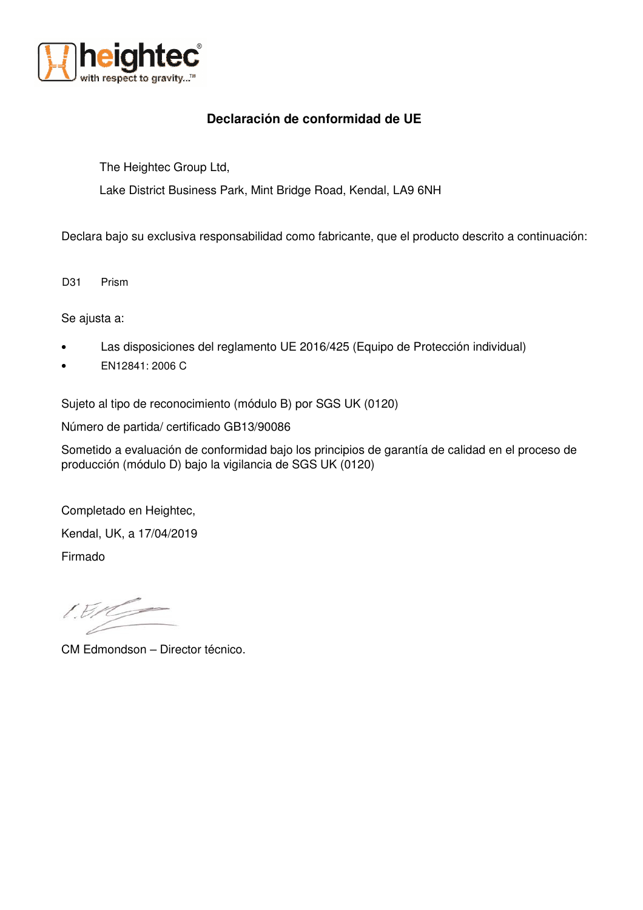# Declaración de conformidad de UE

The Heightec Group Ltd,

Lake District Business Park, Mint Bridge Road, Kendal, LA9 6NH

Declara bajo su exclusiva responsabilidad como fabricante, que el producto descrito a continuación:

D31 Prism

Se ajusta a:

- Las disposiciones del reglamento UE 2016/425 (Equipo de Protección individual)
- EN12841: 2006 C

Sujeto al tipo de reconocimiento (módulo B) por SGS UK (0120)

Número de partida/ certificado GB13/90086

Sometido a evaluación de conformidad bajo los principios de garantía de calidad en el proceso de producción (módulo D) bajo la vigilancia de SGS UK (0120)

Completado en Heightec,

Kendal, UK, a 17/04/2019

Firmado

CM Edmondson – Director técnico.